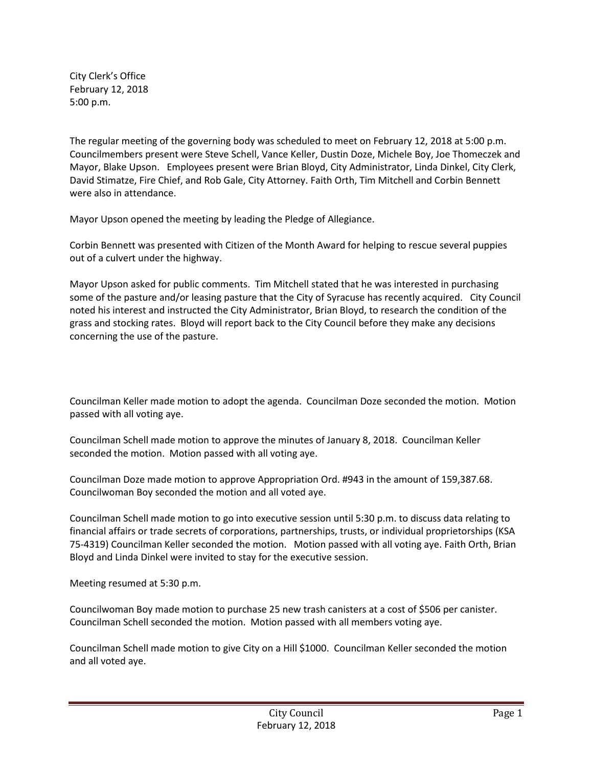City Clerk's Office
February 12, 2018
5:00 p.m.

The regular meeting of the governing body was scheduled to meet on February 12, 2018 at 5:00 p.m. Councilmembers present were Steve Schell, Vance Keller, Dustin Doze, Michele Boy, Joe Thomeczek and Mayor, Blake Upson. Employees present were Brian Bloyd, City Administrator, Linda Dinkel, City Clerk, David Stimatze, Fire Chief, and Rob Gale, City Attorney. Faith Orth, Tim Mitchell and Corbin Bennett were also in attendance.

Mayor Upson opened the meeting by leading the Pledge of Allegiance.

Corbin Bennett was presented with Citizen of the Month Award for helping to rescue several puppies out of a culvert under the highway.

Mayor Upson asked for public comments. Tim Mitchell stated that he was interested in purchasing some of the pasture and/or leasing pasture that the City of Syracuse has recently acquired. City Council noted his interest and instructed the City Administrator, Brian Bloyd, to research the condition of the grass and stocking rates. Bloyd will report back to the City Council before they make any decisions concerning the use of the pasture.

Councilman Keller made motion to adopt the agenda. Councilman Doze seconded the motion. Motion passed with all voting aye.

Councilman Schell made motion to approve the minutes of January 8, 2018. Councilman Keller seconded the motion. Motion passed with all voting aye.

Councilman Doze made motion to approve Appropriation Ord. #943 in the amount of 159,387.68. Councilwoman Boy seconded the motion and all voted aye.

Councilman Schell made motion to go into executive session until 5:30 p.m. to discuss data relating to financial affairs or trade secrets of corporations, partnerships, trusts, or individual proprietorships (KSA 75-4319) Councilman Keller seconded the motion. Motion passed with all voting aye. Faith Orth, Brian Bloyd and Linda Dinkel were invited to stay for the executive session.

Meeting resumed at 5:30 p.m.

Councilwoman Boy made motion to purchase 25 new trash canisters at a cost of $506 per canister. Councilman Schell seconded the motion. Motion passed with all members voting aye.

Councilman Schell made motion to give City on a Hill $1000. Councilman Keller seconded the motion and all voted aye.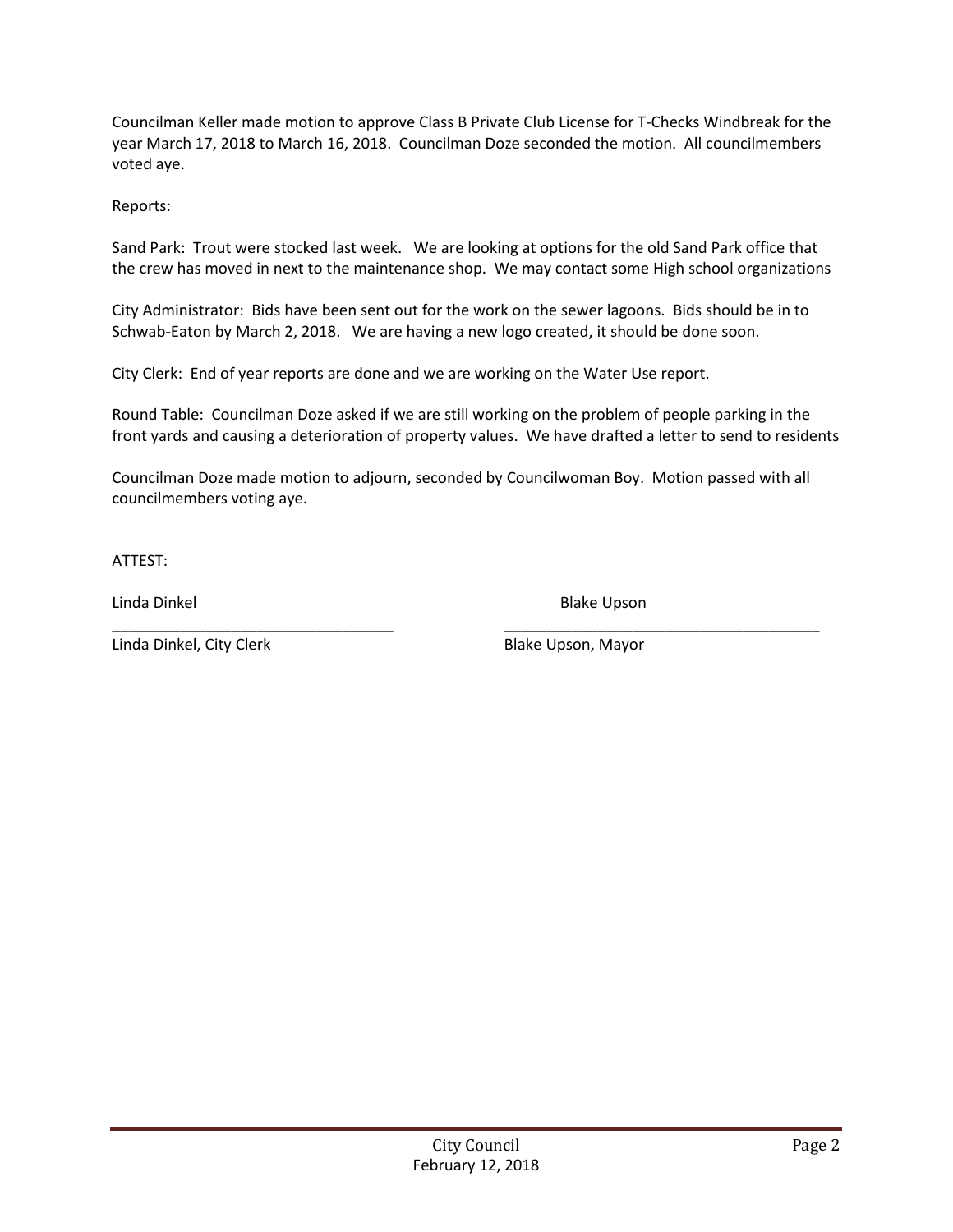Councilman Keller made motion to approve Class B Private Club License for T-Checks Windbreak for the year March 17, 2018 to March 16, 2018. Councilman Doze seconded the motion. All councilmembers voted aye.

Reports:

Sand Park: Trout were stocked last week. We are looking at options for the old Sand Park office that the crew has moved in next to the maintenance shop. We may contact some High school organizations

City Administrator: Bids have been sent out for the work on the sewer lagoons. Bids should be in to Schwab-Eaton by March 2, 2018. We are having a new logo created, it should be done soon.

City Clerk: End of year reports are done and we are working on the Water Use report.

Round Table: Councilman Doze asked if we are still working on the problem of people parking in the front yards and causing a deterioration of property values. We have drafted a letter to send to residents

Councilman Doze made motion to adjourn, seconded by Councilwoman Boy. Motion passed with all councilmembers voting aye.

ATTEST:

Linda Dinkel

Linda Dinkel, City Clerk

Blake Upson

Blake Upson, Mayor